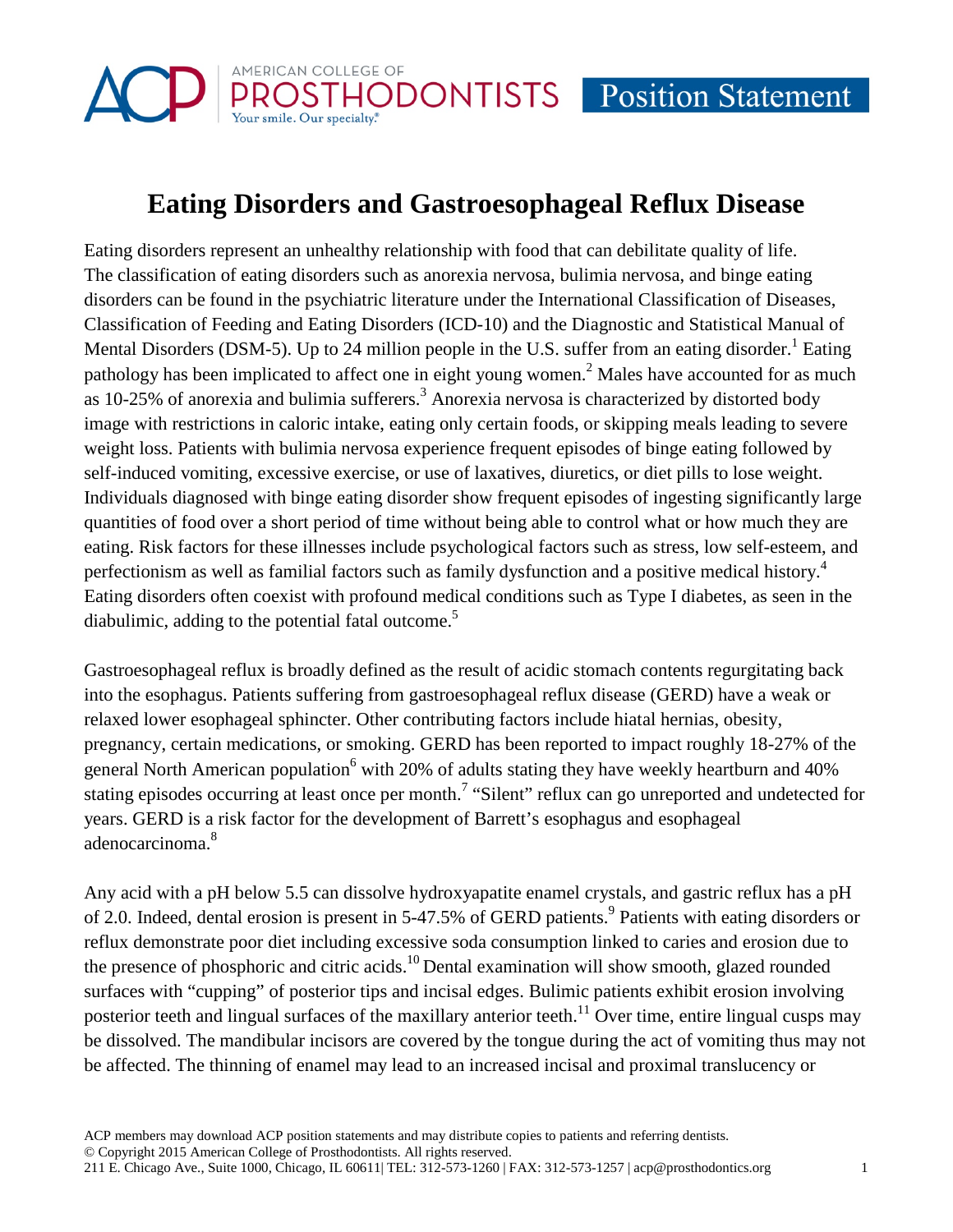AMERICAN COLLEGE OF PROSTHODONTISTS — Position Statement

# Eating Disorders and Gastroesophageal Reflux Disease

Eating disorders represent an unhealthy relationship with food that can debilitate quality of life. The classification of eating disorders such as anorexia nervosa, bulimia nervosa, and binge eating disorders can be found in the psychiatric literature under the International Classification of Diseases, Classification of Feeding and Eating Disorders (ICD-10) and the Diagnostic and Statistical Manual of Mental Disorders (DSM-5). Up to 24 million people in the U.S. suffer from an eating disorder.[1] Eating pathology has been implicated to affect one in eight young women.[2] Males have accounted for as much as 10-25% of anorexia and bulimia sufferers.[3] Anorexia nervosa is characterized by distorted body image with restrictions in caloric intake, eating only certain foods, or skipping meals leading to severe weight loss. Patients with bulimia nervosa experience frequent episodes of binge eating followed by self-induced vomiting, excessive exercise, or use of laxatives, diuretics, or diet pills to lose weight. Individuals diagnosed with binge eating disorder show frequent episodes of ingesting significantly large quantities of food over a short period of time without being able to control what or how much they are eating. Risk factors for these illnesses include psychological factors such as stress, low self-esteem, and perfectionism as well as familial factors such as family dysfunction and a positive medical history.[4] Eating disorders often coexist with profound medical conditions such as Type I diabetes, as seen in the diabulimic, adding to the potential fatal outcome.[5]

Gastroesophageal reflux is broadly defined as the result of acidic stomach contents regurgitating back into the esophagus. Patients suffering from gastroesophageal reflux disease (GERD) have a weak or relaxed lower esophageal sphincter. Other contributing factors include hiatal hernias, obesity, pregnancy, certain medications, or smoking. GERD has been reported to impact roughly 18-27% of the general North American population[6] with 20% of adults stating they have weekly heartburn and 40% stating episodes occurring at least once per month.[7] "Silent" reflux can go unreported and undetected for years. GERD is a risk factor for the development of Barrett's esophagus and esophageal adenocarcinoma.[8]

Any acid with a pH below 5.5 can dissolve hydroxyapatite enamel crystals, and gastric reflux has a pH of 2.0. Indeed, dental erosion is present in 5-47.5% of GERD patients.[9] Patients with eating disorders or reflux demonstrate poor diet including excessive soda consumption linked to caries and erosion due to the presence of phosphoric and citric acids.[10] Dental examination will show smooth, glazed rounded surfaces with "cupping" of posterior tips and incisal edges. Bulimic patients exhibit erosion involving posterior teeth and lingual surfaces of the maxillary anterior teeth.[11] Over time, entire lingual cusps may be dissolved. The mandibular incisors are covered by the tongue during the act of vomiting thus may not be affected. The thinning of enamel may lead to an increased incisal and proximal translucency or

ACP members may download ACP position statements and may distribute copies to patients and referring dentists.
© Copyright 2015 American College of Prosthodontists. All rights reserved.
211 E. Chicago Ave., Suite 1000, Chicago, IL 60611| TEL: 312-573-1260 | FAX: 312-573-1257 | acp@prosthodontics.org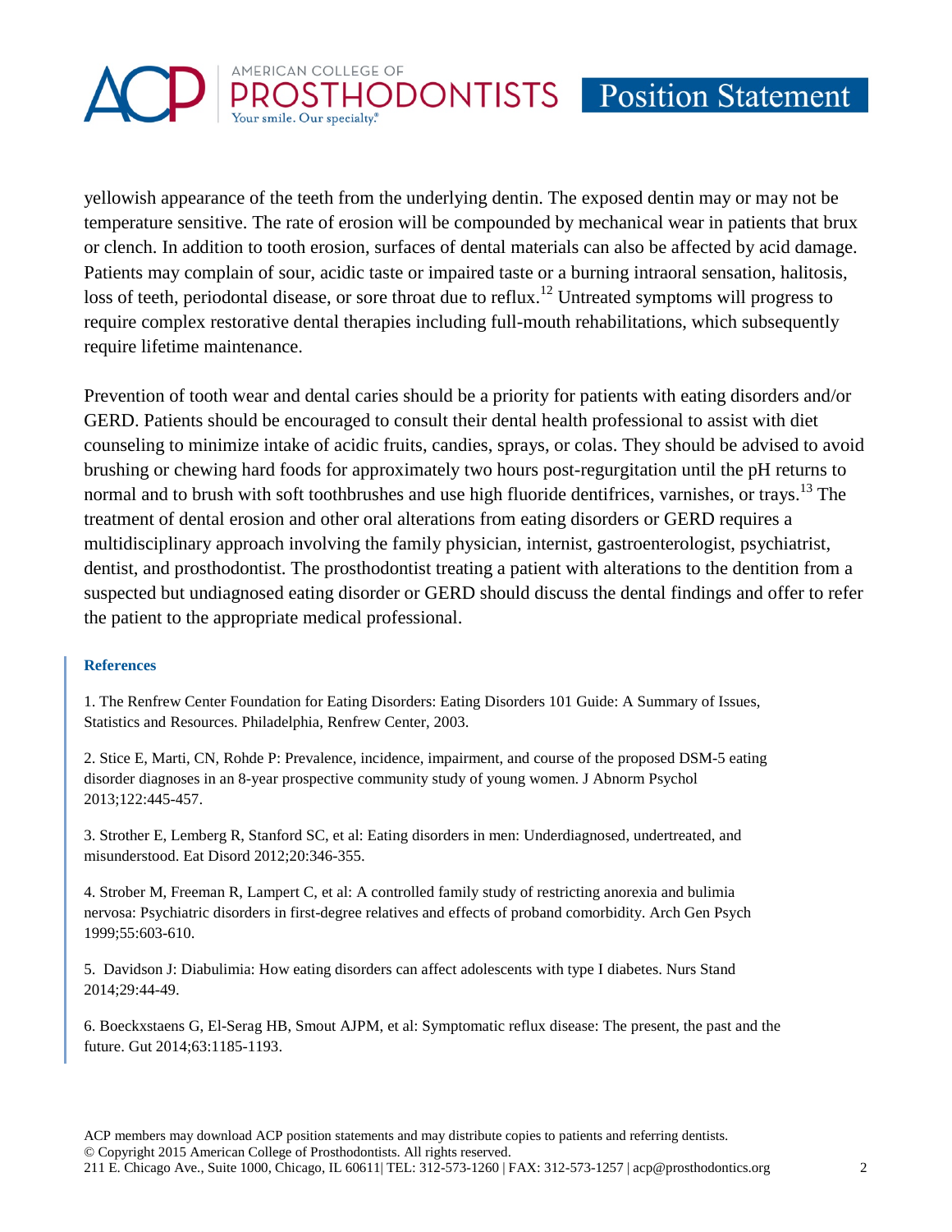yellowish appearance of the teeth from the underlying dentin. The exposed dentin may or may not be temperature sensitive. The rate of erosion will be compounded by mechanical wear in patients that brux or clench. In addition to tooth erosion, surfaces of dental materials can also be affected by acid damage. Patients may complain of sour, acidic taste or impaired taste or a burning intraoral sensation, halitosis, loss of teeth, periodontal disease, or sore throat due to reflux.[12] Untreated symptoms will progress to require complex restorative dental therapies including full-mouth rehabilitations, which subsequently require lifetime maintenance.

Prevention of tooth wear and dental caries should be a priority for patients with eating disorders and/or GERD. Patients should be encouraged to consult their dental health professional to assist with diet counseling to minimize intake of acidic fruits, candies, sprays, or colas. They should be advised to avoid brushing or chewing hard foods for approximately two hours post-regurgitation until the pH returns to normal and to brush with soft toothbrushes and use high fluoride dentifrices, varnishes, or trays.[13] The treatment of dental erosion and other oral alterations from eating disorders or GERD requires a multidisciplinary approach involving the family physician, internist, gastroenterologist, psychiatrist, dentist, and prosthodontist. The prosthodontist treating a patient with alterations to the dentition from a suspected but undiagnosed eating disorder or GERD should discuss the dental findings and offer to refer the patient to the appropriate medical professional.

## References

1. The Renfrew Center Foundation for Eating Disorders: Eating Disorders 101 Guide: A Summary of Issues, Statistics and Resources. Philadelphia, Renfrew Center, 2003.

2. Stice E, Marti, CN, Rohde P: Prevalence, incidence, impairment, and course of the proposed DSM-5 eating disorder diagnoses in an 8-year prospective community study of young women. J Abnorm Psychol 2013;122:445-457.

3. Strother E, Lemberg R, Stanford SC, et al: Eating disorders in men: Underdiagnosed, undertreated, and misunderstood. Eat Disord 2012;20:346-355.

4. Strober M, Freeman R, Lampert C, et al: A controlled family study of restricting anorexia and bulimia nervosa: Psychiatric disorders in first-degree relatives and effects of proband comorbidity. Arch Gen Psych 1999;55:603-610.

5. Davidson J: Diabulimia: How eating disorders can affect adolescents with type I diabetes. Nurs Stand 2014;29:44-49.

6. Boeckxstaens G, El-Serag HB, Smout AJPM, et al: Symptomatic reflux disease: The present, the past and the future. Gut 2014;63:1185-1193.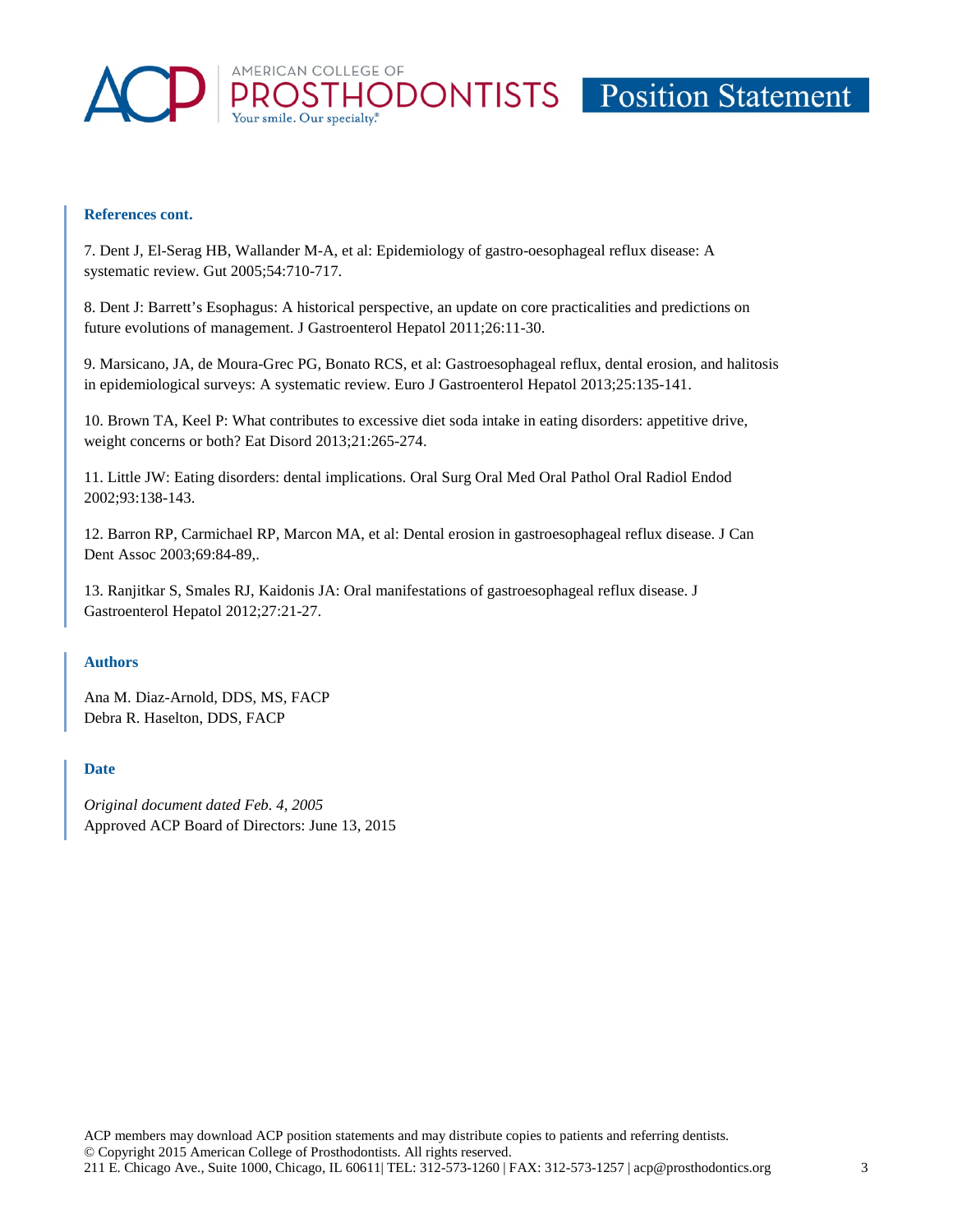### References cont.

7. Dent J, El-Serag HB, Wallander M-A, et al: Epidemiology of gastro-oesophageal reflux disease: A systematic review. Gut 2005;54:710-717.

8. Dent J: Barrett's Esophagus: A historical perspective, an update on core practicalities and predictions on future evolutions of management. J Gastroenterol Hepatol 2011;26:11-30.

9. Marsicano, JA, de Moura-Grec PG, Bonato RCS, et al: Gastroesophageal reflux, dental erosion, and halitosis in epidemiological surveys: A systematic review. Euro J Gastroenterol Hepatol 2013;25:135-141.

10. Brown TA, Keel P: What contributes to excessive diet soda intake in eating disorders: appetitive drive, weight concerns or both? Eat Disord 2013;21:265-274.

11. Little JW: Eating disorders: dental implications. Oral Surg Oral Med Oral Pathol Oral Radiol Endod 2002;93:138-143.

12. Barron RP, Carmichael RP, Marcon MA, et al: Dental erosion in gastroesophageal reflux disease. J Can Dent Assoc 2003;69:84-89,.

13. Ranjitkar S, Smales RJ, Kaidonis JA: Oral manifestations of gastroesophageal reflux disease. J Gastroenterol Hepatol 2012;27:21-27.

### Authors

Ana M. Diaz-Arnold, DDS, MS, FACP
Debra R. Haselton, DDS, FACP

### Date

*Original document dated Feb. 4, 2005*
Approved ACP Board of Directors: June 13, 2015

ACP members may download ACP position statements and may distribute copies to patients and referring dentists.
© Copyright 2015 American College of Prosthodontists. All rights reserved.
211 E. Chicago Ave., Suite 1000, Chicago, IL 60611| TEL: 312-573-1260 | FAX: 312-573-1257 | acp@prosthodontics.org